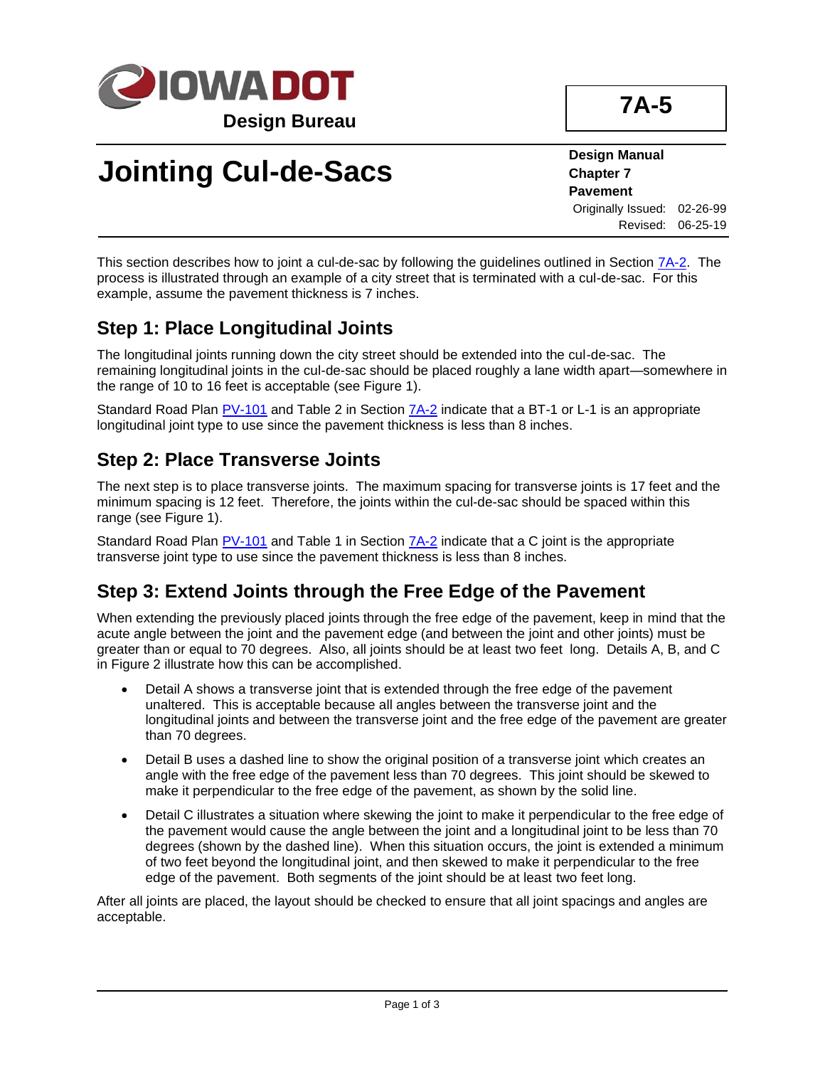IOWADOT

Design Bureau

**7A-5**

# Jointing Cul-de-Sacs

**Design Manual**
**Chapter 7**
**Pavement**

Originally Issued: 02-26-99
Revised: 06-25-19

This section describes how to joint a cul-de-sac by following the guidelines outlined in Section 7A-2. The process is illustrated through an example of a city street that is terminated with a cul-de-sac. For this example, assume the pavement thickness is 7 inches.

## Step 1: Place Longitudinal Joints

The longitudinal joints running down the city street should be extended into the cul-de-sac. The remaining longitudinal joints in the cul-de-sac should be placed roughly a lane width apart—somewhere in the range of 10 to 16 feet is acceptable (see Figure 1).

Standard Road Plan PV-101 and Table 2 in Section 7A-2 indicate that a BT-1 or L-1 is an appropriate longitudinal joint type to use since the pavement thickness is less than 8 inches.

## Step 2: Place Transverse Joints

The next step is to place transverse joints. The maximum spacing for transverse joints is 17 feet and the minimum spacing is 12 feet. Therefore, the joints within the cul-de-sac should be spaced within this range (see Figure 1).

Standard Road Plan PV-101 and Table 1 in Section 7A-2 indicate that a C joint is the appropriate transverse joint type to use since the pavement thickness is less than 8 inches.

## Step 3: Extend Joints through the Free Edge of the Pavement

When extending the previously placed joints through the free edge of the pavement, keep in mind that the acute angle between the joint and the pavement edge (and between the joint and other joints) must be greater than or equal to 70 degrees. Also, all joints should be at least two feet long. Details A, B, and C in Figure 2 illustrate how this can be accomplished.

- Detail A shows a transverse joint that is extended through the free edge of the pavement unaltered. This is acceptable because all angles between the transverse joint and the longitudinal joints and between the transverse joint and the free edge of the pavement are greater than 70 degrees.
- Detail B uses a dashed line to show the original position of a transverse joint which creates an angle with the free edge of the pavement less than 70 degrees. This joint should be skewed to make it perpendicular to the free edge of the pavement, as shown by the solid line.
- Detail C illustrates a situation where skewing the joint to make it perpendicular to the free edge of the pavement would cause the angle between the joint and a longitudinal joint to be less than 70 degrees (shown by the dashed line). When this situation occurs, the joint is extended a minimum of two feet beyond the longitudinal joint, and then skewed to make it perpendicular to the free edge of the pavement. Both segments of the joint should be at least two feet long.

After all joints are placed, the layout should be checked to ensure that all joint spacings and angles are acceptable.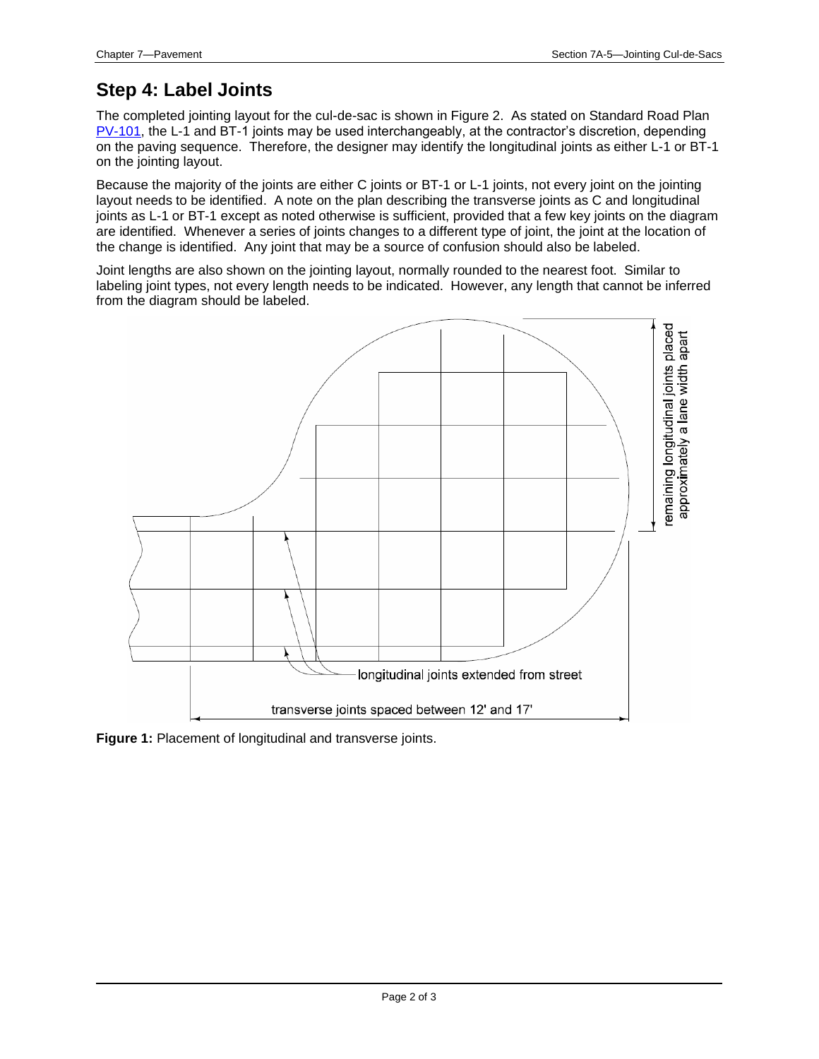## Step 4: Label Joints

The completed jointing layout for the cul-de-sac is shown in Figure 2. As stated on Standard Road Plan PV-101, the L-1 and BT-1 joints may be used interchangeably, at the contractor's discretion, depending on the paving sequence. Therefore, the designer may identify the longitudinal joints as either L-1 or BT-1 on the jointing layout.

Because the majority of the joints are either C joints or BT-1 or L-1 joints, not every joint on the jointing layout needs to be identified. A note on the plan describing the transverse joints as C and longitudinal joints as L-1 or BT-1 except as noted otherwise is sufficient, provided that a few key joints on the diagram are identified. Whenever a series of joints changes to a different type of joint, the joint at the location of the change is identified. Any joint that may be a source of confusion should also be labeled.

Joint lengths are also shown on the jointing layout, normally rounded to the nearest foot. Similar to labeling joint types, not every length needs to be indicated. However, any length that cannot be inferred from the diagram should be labeled.

remaining longitudinal joints placed approximately a lane width apart

longitudinal joints extended from street

transverse joints spaced between 12' and 17'

**Figure 1:** Placement of longitudinal and transverse joints.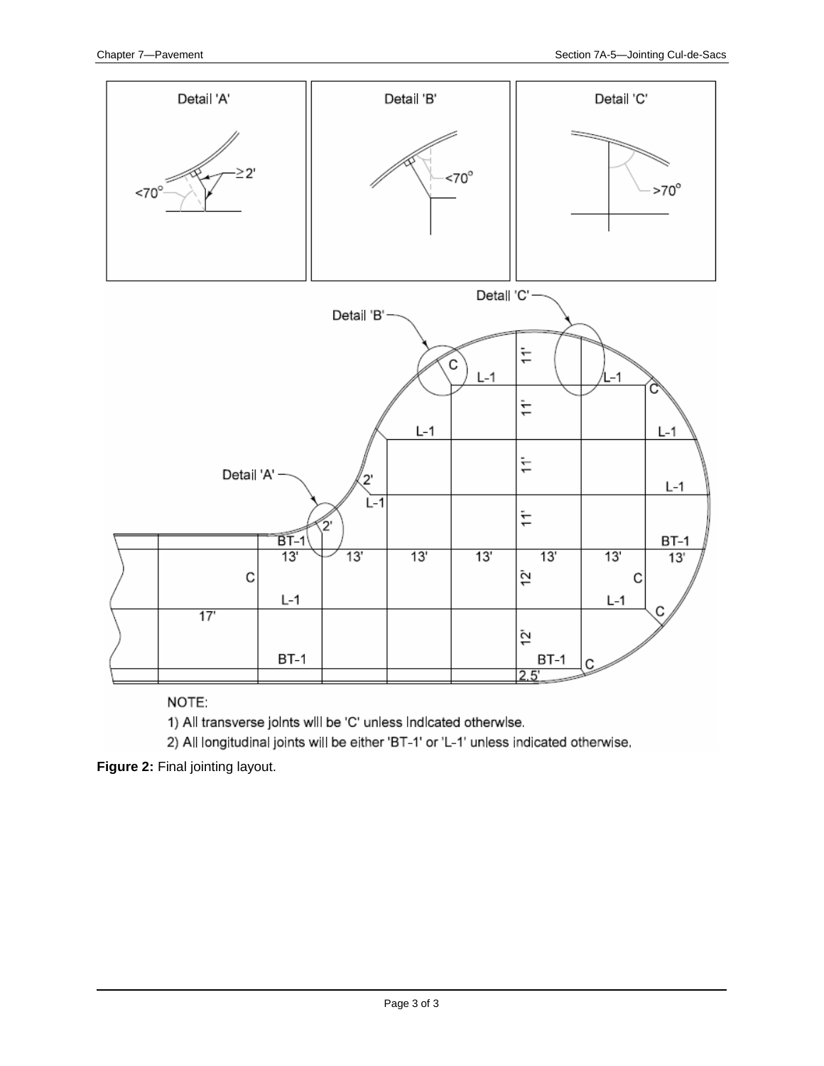Detail 'A'

Detail 'B'

Detail 'C'

NOTE:

1) All transverse joints will be 'C' unless indicated otherwise.

2) All longitudinal joints will be either 'BT-1' or 'L-1' unless indicated otherwise.

**Figure 2:** Final jointing layout.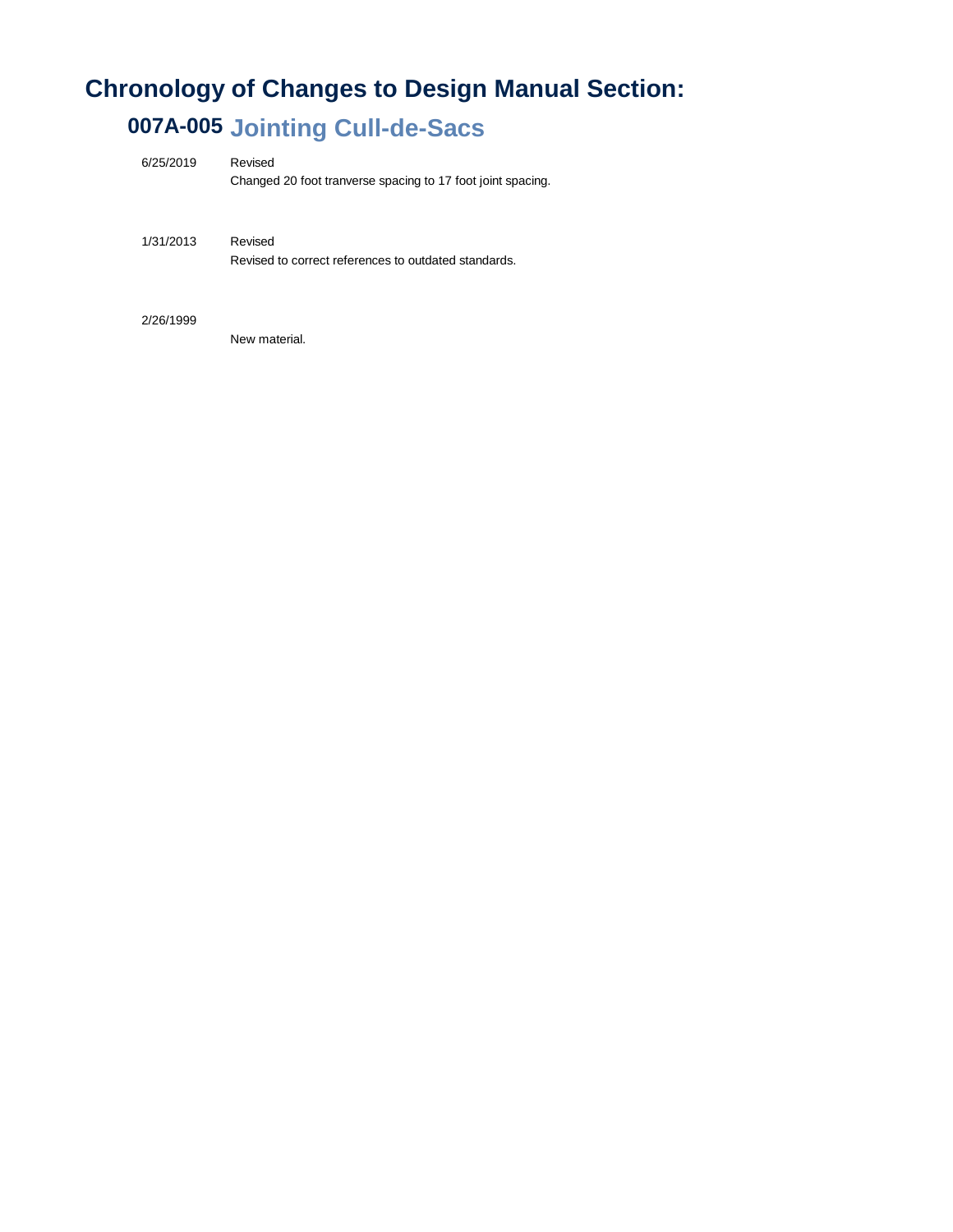# Chronology of Changes to Design Manual Section:

## 007A-005 Jointing Cull-de-Sacs

| | |
|---|---|
| 6/25/2019 | Revised<br>Changed 20 foot tranverse spacing to 17 foot joint spacing. |
| 1/31/2013 | Revised<br>Revised to correct references to outdated standards. |
| 2/26/1999 | New material. |